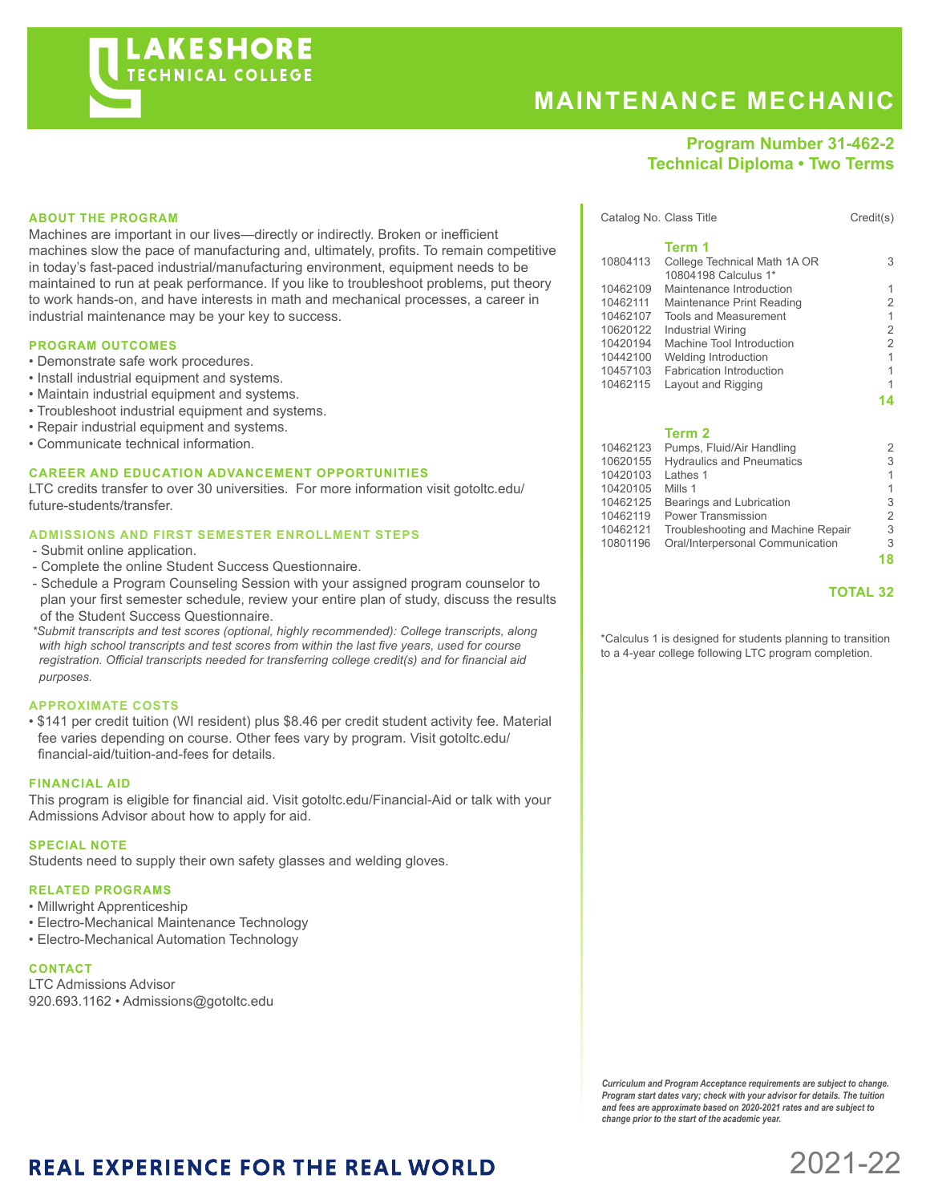# LAKESHORE TECHNICAL COLLEGE

# MAINTENANCE MECHANIC

**Program Number 31-462-2**
**Technical Diploma • Two Terms**

## ABOUT THE PROGRAM

Machines are important in our lives—directly or indirectly. Broken or inefficient machines slow the pace of manufacturing and, ultimately, profits. To remain competitive in today's fast-paced industrial/manufacturing environment, equipment needs to be maintained to run at peak performance. If you like to troubleshoot problems, put theory to work hands-on, and have interests in math and mechanical processes, a career in industrial maintenance may be your key to success.

## PROGRAM OUTCOMES

- Demonstrate safe work procedures.
- Install industrial equipment and systems.
- Maintain industrial equipment and systems.
- Troubleshoot industrial equipment and systems.
- Repair industrial equipment and systems.
- Communicate technical information.

## CAREER AND EDUCATION ADVANCEMENT OPPORTUNITIES

LTC credits transfer to over 30 universities. For more information visit gotoltc.edu/future-students/transfer.

## ADMISSIONS AND FIRST SEMESTER ENROLLMENT STEPS

- Submit online application.
- Complete the online Student Success Questionnaire.
- Schedule a Program Counseling Session with your assigned program counselor to plan your first semester schedule, review your entire plan of study, discuss the results of the Student Success Questionnaire.

*\*Submit transcripts and test scores (optional, highly recommended): College transcripts, along with high school transcripts and test scores from within the last five years, used for course registration. Official transcripts needed for transferring college credit(s) and for financial aid purposes.*

## APPROXIMATE COSTS

- $141 per credit tuition (WI resident) plus $8.46 per credit student activity fee. Material fee varies depending on course. Other fees vary by program. Visit gotoltc.edu/financial-aid/tuition-and-fees for details.

## FINANCIAL AID

This program is eligible for financial aid. Visit gotoltc.edu/Financial-Aid or talk with your Admissions Advisor about how to apply for aid.

## SPECIAL NOTE

Students need to supply their own safety glasses and welding gloves.

## RELATED PROGRAMS

- Millwright Apprenticeship
- Electro-Mechanical Maintenance Technology
- Electro-Mechanical Automation Technology

## CONTACT

LTC Admissions Advisor
920.693.1162 • Admissions@gotoltc.edu

| Catalog No. | Class Title | Credit(s) |
|---|---|---|
| | **Term 1** | |
| 10804113 | College Technical Math 1A OR 10804198 Calculus 1* | 3 |
| 10462109 | Maintenance Introduction | 1 |
| 10462111 | Maintenance Print Reading | 2 |
| 10462107 | Tools and Measurement | 1 |
| 10620122 | Industrial Wiring | 2 |
| 10420194 | Machine Tool Introduction | 2 |
| 10442100 | Welding Introduction | 1 |
| 10457103 | Fabrication Introduction | 1 |
| 10462115 | Layout and Rigging | 1 |
| | | **14** |
| | **Term 2** | |
| 10462123 | Pumps, Fluid/Air Handling | 2 |
| 10620155 | Hydraulics and Pneumatics | 3 |
| 10420103 | Lathes 1 | 1 |
| 10420105 | Mills 1 | 1 |
| 10462125 | Bearings and Lubrication | 3 |
| 10462119 | Power Transmission | 2 |
| 10462121 | Troubleshooting and Machine Repair | 3 |
| 10801196 | Oral/Interpersonal Communication | 3 |
| | | **18** |
| | | **TOTAL 32** |

*Calculus 1 is designed for students planning to transition to a 4-year college following LTC program completion.

***Curriculum and Program Acceptance requirements are subject to change. Program start dates vary; check with your advisor for details. The tuition and fees are approximate based on 2020-2021 rates and are subject to change prior to the start of the academic year.***

**REAL EXPERIENCE FOR THE REAL WORLD**

2021-22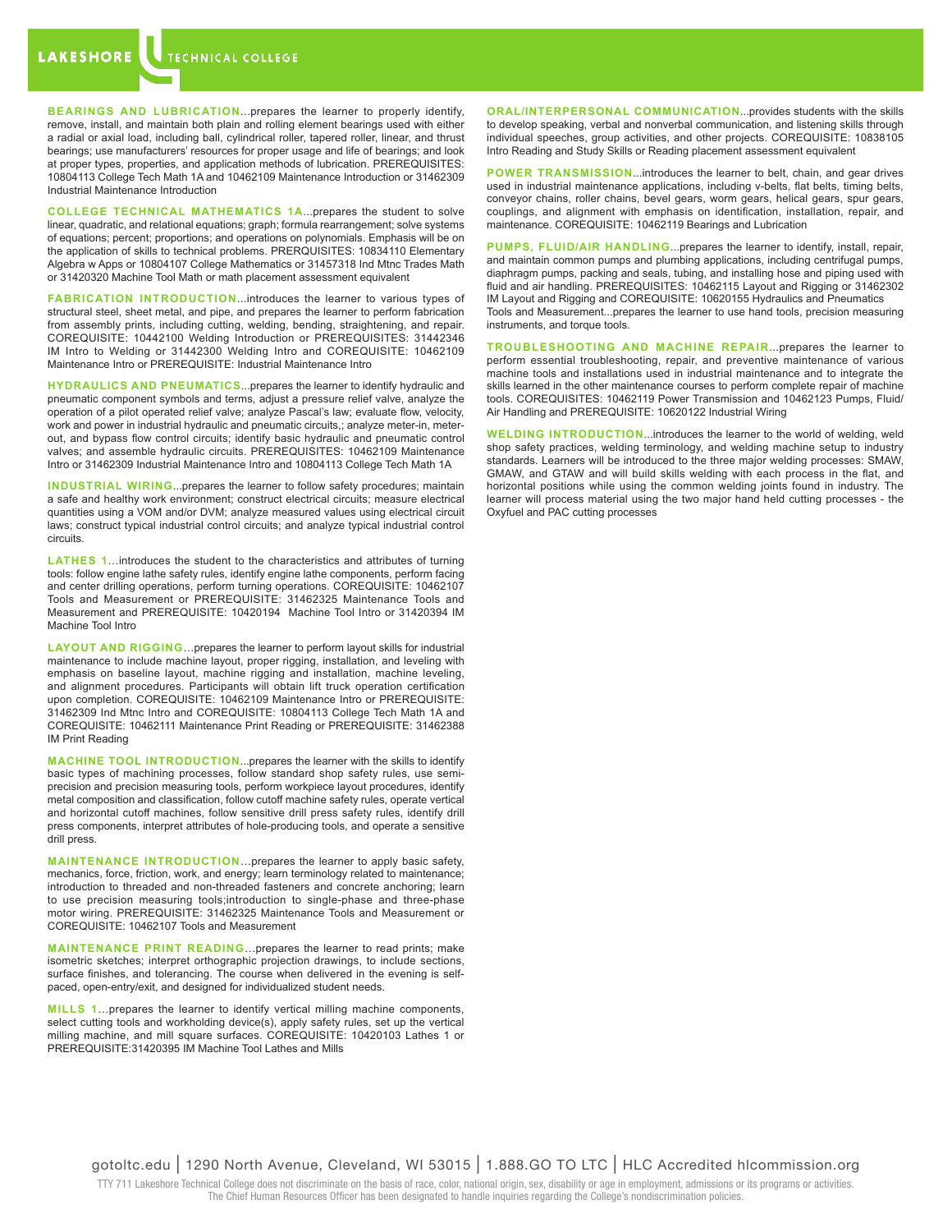**BEARINGS AND LUBRICATION**...prepares the learner to properly identify, remove, install, and maintain both plain and rolling element bearings used with either a radial or axial load, including ball, cylindrical roller, tapered roller, linear, and thrust bearings; use manufacturers' resources for proper usage and life of bearings; and look at proper types, properties, and application methods of lubrication. PREREQUISITES: 10804113 College Tech Math 1A and 10462109 Maintenance Introduction or 31462309 Industrial Maintenance Introduction

**COLLEGE TECHNICAL MATHEMATICS 1A**...prepares the student to solve linear, quadratic, and relational equations; graph; formula rearrangement; solve systems of equations; percent; proportions; and operations on polynomials. Emphasis will be on the application of skills to technical problems. PRERQUISITES: 10834110 Elementary Algebra w Apps or 10804107 College Mathematics or 31457318 Ind Mtnc Trades Math or 31420320 Machine Tool Math or math placement assessment equivalent

**FABRICATION INTRODUCTION**...introduces the learner to various types of structural steel, sheet metal, and pipe, and prepares the learner to perform fabrication from assembly prints, including cutting, welding, bending, straightening, and repair. COREQUISITE: 10442100 Welding Introduction or PREREQUISITES: 31442346 IM Intro to Welding or 31442300 Welding Intro and COREQUISITE: 10462109 Maintenance Intro or PREREQUISITE: Industrial Maintenance Intro

**HYDRAULICS AND PNEUMATICS**...prepares the learner to identify hydraulic and pneumatic component symbols and terms, adjust a pressure relief valve, analyze the operation of a pilot operated relief valve; analyze Pascal's law; evaluate flow, velocity, work and power in industrial hydraulic and pneumatic circuits,; analyze meter-in, meter-out, and bypass flow control circuits; identify basic hydraulic and pneumatic control valves; and assemble hydraulic circuits. PREREQUISITES: 10462109 Maintenance Intro or 31462309 Industrial Maintenance Intro and 10804113 College Tech Math 1A

**INDUSTRIAL WIRING**...prepares the learner to follow safety procedures; maintain a safe and healthy work environment; construct electrical circuits; measure electrical quantities using a VOM and/or DVM; analyze measured values using electrical circuit laws; construct typical industrial control circuits; and analyze typical industrial control circuits.

**LATHES 1**...introduces the student to the characteristics and attributes of turning tools: follow engine lathe safety rules, identify engine lathe components, perform facing and center drilling operations, perform turning operations. COREQUISITE: 10462107 Tools and Measurement or PREREQUISITE: 31462325 Maintenance Tools and Measurement and PREREQUISITE: 10420194 Machine Tool Intro or 31420394 IM Machine Tool Intro

**LAYOUT AND RIGGING**…prepares the learner to perform layout skills for industrial maintenance to include machine layout, proper rigging, installation, and leveling with emphasis on baseline layout, machine rigging and installation, machine leveling, and alignment procedures. Participants will obtain lift truck operation certification upon completion. COREQUISITE: 10462109 Maintenance Intro or PREREQUISITE: 31462309 Ind Mtnc Intro and COREQUISITE: 10804113 College Tech Math 1A and COREQUISITE: 10462111 Maintenance Print Reading or PREREQUISITE: 31462388 IM Print Reading

**MACHINE TOOL INTRODUCTION**...prepares the learner with the skills to identify basic types of machining processes, follow standard shop safety rules, use semi-precision and precision measuring tools, perform workpiece layout procedures, identify metal composition and classification, follow cutoff machine safety rules, operate vertical and horizontal cutoff machines, follow sensitive drill press safety rules, identify drill press components, interpret attributes of hole-producing tools, and operate a sensitive drill press.

**MAINTENANCE INTRODUCTION**…prepares the learner to apply basic safety, mechanics, force, friction, work, and energy; learn terminology related to maintenance; introduction to threaded and non-threaded fasteners and concrete anchoring; learn to use precision measuring tools;introduction to single-phase and three-phase motor wiring. PREREQUISITE: 31462325 Maintenance Tools and Measurement or COREQUISITE: 10462107 Tools and Measurement

**MAINTENANCE PRINT READING**…prepares the learner to read prints; make isometric sketches; interpret orthographic projection drawings, to include sections, surface finishes, and tolerancing. The course when delivered in the evening is self-paced, open-entry/exit, and designed for individualized student needs.

**MILLS 1**…prepares the learner to identify vertical milling machine components, select cutting tools and workholding device(s), apply safety rules, set up the vertical milling machine, and mill square surfaces. COREQUISITE: 10420103 Lathes 1 or PREREQUISITE:31420395 IM Machine Tool Lathes and Mills

**ORAL/INTERPERSONAL COMMUNICATION**...provides students with the skills to develop speaking, verbal and nonverbal communication, and listening skills through individual speeches, group activities, and other projects. COREQUISITE: 10838105 Intro Reading and Study Skills or Reading placement assessment equivalent

**POWER TRANSMISSION**...introduces the learner to belt, chain, and gear drives used in industrial maintenance applications, including v-belts, flat belts, timing belts, conveyor chains, roller chains, bevel gears, worm gears, helical gears, spur gears, couplings, and alignment with emphasis on identification, installation, repair, and maintenance. COREQUISITE: 10462119 Bearings and Lubrication

**PUMPS, FLUID/AIR HANDLING**...prepares the learner to identify, install, repair, and maintain common pumps and plumbing applications, including centrifugal pumps, diaphragm pumps, packing and seals, tubing, and installing hose and piping used with fluid and air handling. PREREQUISITES: 10462115 Layout and Rigging or 31462302 IM Layout and Rigging and COREQUISITE: 10620155 Hydraulics and Pneumatics Tools and Measurement...prepares the learner to use hand tools, precision measuring instruments, and torque tools.

**TROUBLESHOOTING AND MACHINE REPAIR**...prepares the learner to perform essential troubleshooting, repair, and preventive maintenance of various machine tools and installations used in industrial maintenance and to integrate the skills learned in the other maintenance courses to perform complete repair of machine tools. COREQUISITES: 10462119 Power Transmission and 10462123 Pumps, Fluid/ Air Handling and PREREQUISITE: 10620122 Industrial Wiring

**WELDING INTRODUCTION**...introduces the learner to the world of welding, weld shop safety practices, welding terminology, and welding machine setup to industry standards. Learners will be introduced to the three major welding processes: SMAW, GMAW, and GTAW and will build skills welding with each process in the flat, and horizontal positions while using the common welding joints found in industry. The learner will process material using the two major hand held cutting processes - the Oxyfuel and PAC cutting processes

gotoltc.edu | 1290 North Avenue, Cleveland, WI 53015 | 1.888.GO TO LTC | HLC Accredited hlcommission.org

TTY 711 Lakeshore Technical College does not discriminate on the basis of race, color, national origin, sex, disability or age in employment, admissions or its programs or activities. The Chief Human Resources Officer has been designated to handle inquiries regarding the College's nondiscrimination policies.